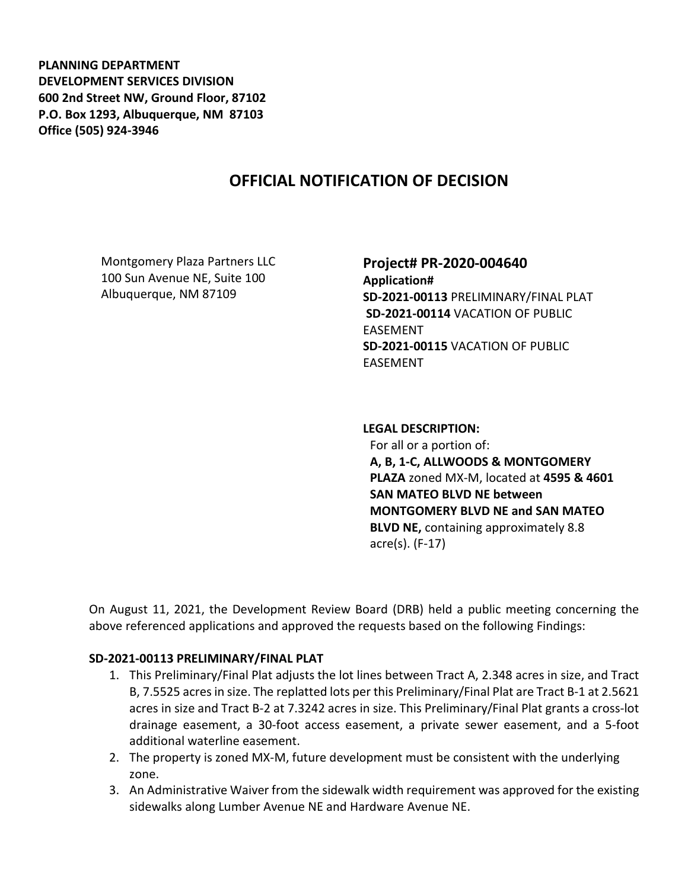**PLANNING DEPARTMENT**
**DEVELOPMENT SERVICES DIVISION**
**600 2nd Street NW, Ground Floor, 87102**
**P.O. Box 1293, Albuquerque, NM 87103**
**Office (505) 924-3946**

# OFFICIAL NOTIFICATION OF DECISION

Montgomery Plaza Partners LLC
100 Sun Avenue NE, Suite 100
Albuquerque, NM 87109

**Project# PR-2020-004640**
**Application#**
**SD-2021-00113** PRELIMINARY/FINAL PLAT
**SD-2021-00114** VACATION OF PUBLIC EASEMENT
**SD-2021-00115** VACATION OF PUBLIC EASEMENT

**LEGAL DESCRIPTION:**
For all or a portion of:
**A, B, 1-C, ALLWOODS & MONTGOMERY PLAZA** zoned MX-M, located at **4595 & 4601 SAN MATEO BLVD NE between MONTGOMERY BLVD NE and SAN MATEO BLVD NE,** containing approximately 8.8 acre(s). (F-17)

On August 11, 2021, the Development Review Board (DRB) held a public meeting concerning the above referenced applications and approved the requests based on the following Findings:

**SD-2021-00113 PRELIMINARY/FINAL PLAT**

1. This Preliminary/Final Plat adjusts the lot lines between Tract A, 2.348 acres in size, and Tract B, 7.5525 acres in size. The replatted lots per this Preliminary/Final Plat are Tract B-1 at 2.5621 acres in size and Tract B-2 at 7.3242 acres in size. This Preliminary/Final Plat grants a cross-lot drainage easement, a 30-foot access easement, a private sewer easement, and a 5-foot additional waterline easement.
2. The property is zoned MX-M, future development must be consistent with the underlying zone.
3. An Administrative Waiver from the sidewalk width requirement was approved for the existing sidewalks along Lumber Avenue NE and Hardware Avenue NE.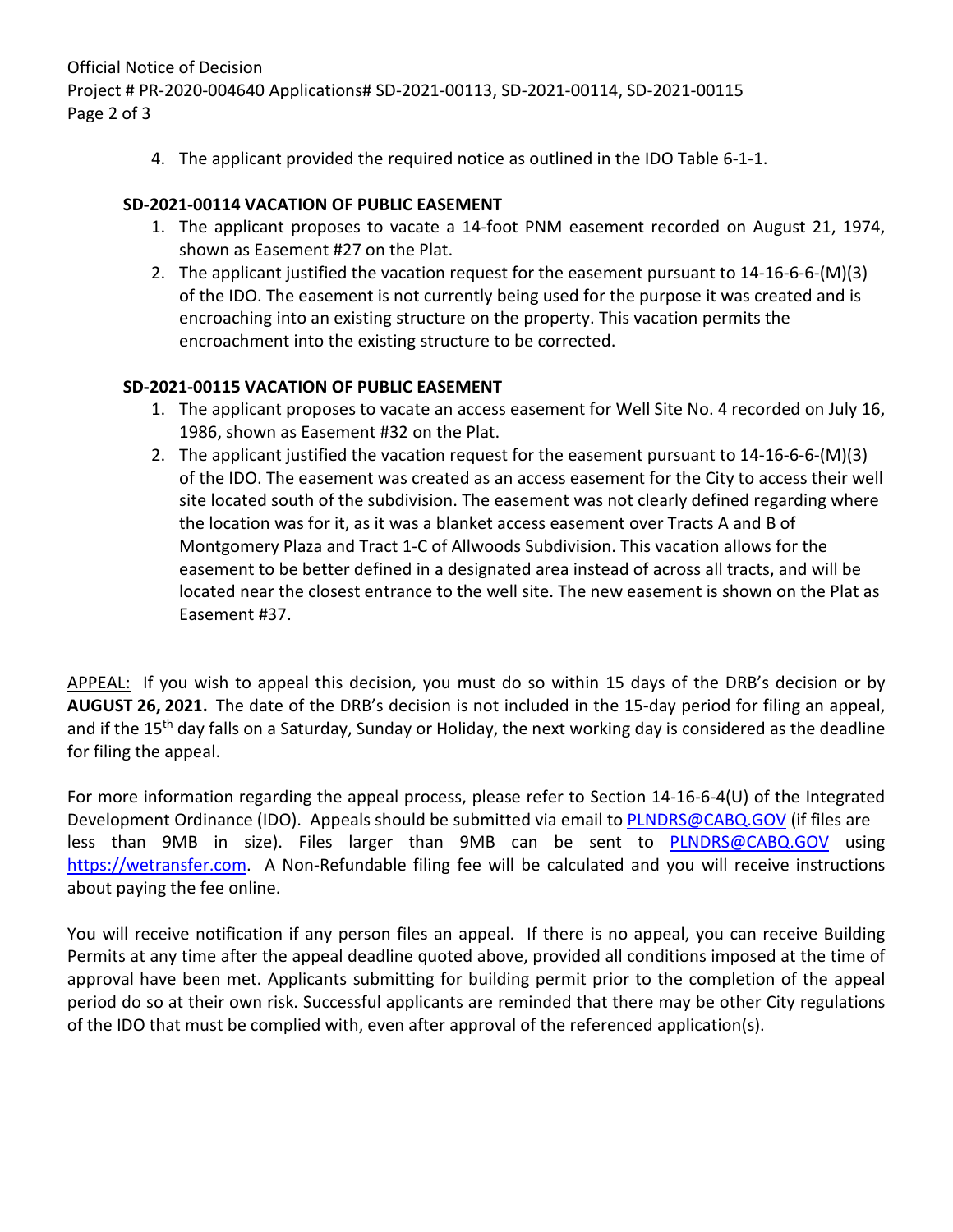4. The applicant provided the required notice as outlined in the IDO Table 6-1-1.

### SD-2021-00114 VACATION OF PUBLIC EASEMENT

1. The applicant proposes to vacate a 14-foot PNM easement recorded on August 21, 1974, shown as Easement #27 on the Plat.
2. The applicant justified the vacation request for the easement pursuant to 14-16-6-6-(M)(3) of the IDO. The easement is not currently being used for the purpose it was created and is encroaching into an existing structure on the property. This vacation permits the encroachment into the existing structure to be corrected.

### SD-2021-00115 VACATION OF PUBLIC EASEMENT

1. The applicant proposes to vacate an access easement for Well Site No. 4 recorded on July 16, 1986, shown as Easement #32 on the Plat.
2. The applicant justified the vacation request for the easement pursuant to 14-16-6-6-(M)(3) of the IDO. The easement was created as an access easement for the City to access their well site located south of the subdivision. The easement was not clearly defined regarding where the location was for it, as it was a blanket access easement over Tracts A and B of Montgomery Plaza and Tract 1-C of Allwoods Subdivision. This vacation allows for the easement to be better defined in a designated area instead of across all tracts, and will be located near the closest entrance to the well site. The new easement is shown on the Plat as Easement #37.

APPEAL: If you wish to appeal this decision, you must do so within 15 days of the DRB's decision or by **AUGUST 26, 2021.** The date of the DRB's decision is not included in the 15-day period for filing an appeal, and if the 15th day falls on a Saturday, Sunday or Holiday, the next working day is considered as the deadline for filing the appeal.

For more information regarding the appeal process, please refer to Section 14-16-6-4(U) of the Integrated Development Ordinance (IDO). Appeals should be submitted via email to PLNDRS@CABQ.GOV (if files are less than 9MB in size). Files larger than 9MB can be sent to PLNDRS@CABQ.GOV using https://wetransfer.com. A Non-Refundable filing fee will be calculated and you will receive instructions about paying the fee online.

You will receive notification if any person files an appeal. If there is no appeal, you can receive Building Permits at any time after the appeal deadline quoted above, provided all conditions imposed at the time of approval have been met. Applicants submitting for building permit prior to the completion of the appeal period do so at their own risk. Successful applicants are reminded that there may be other City regulations of the IDO that must be complied with, even after approval of the referenced application(s).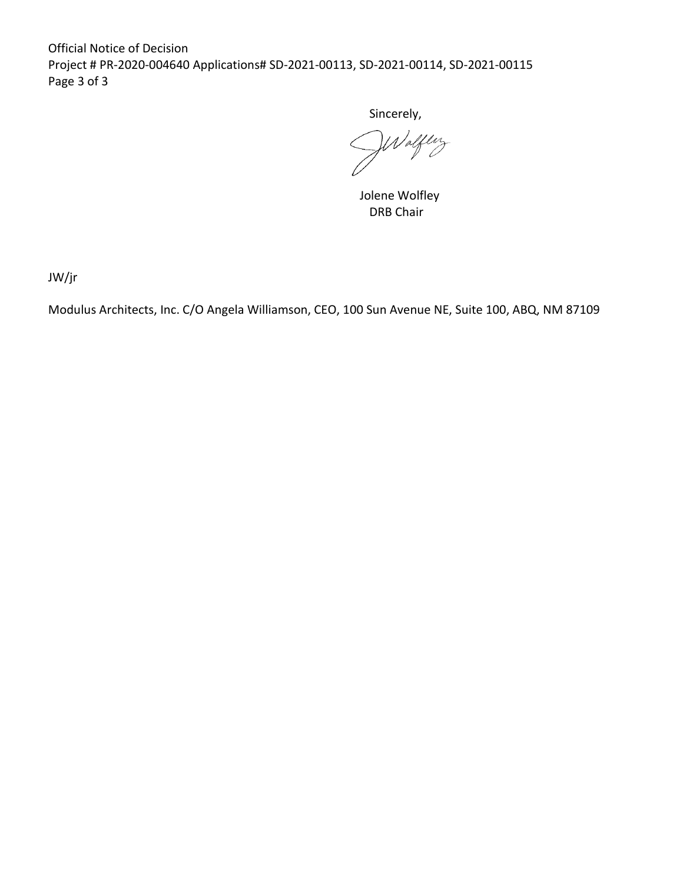Sincerely,

Jolene Wolfley
DRB Chair

JW/jr

Modulus Architects, Inc. C/O Angela Williamson, CEO, 100 Sun Avenue NE, Suite 100, ABQ, NM 87109